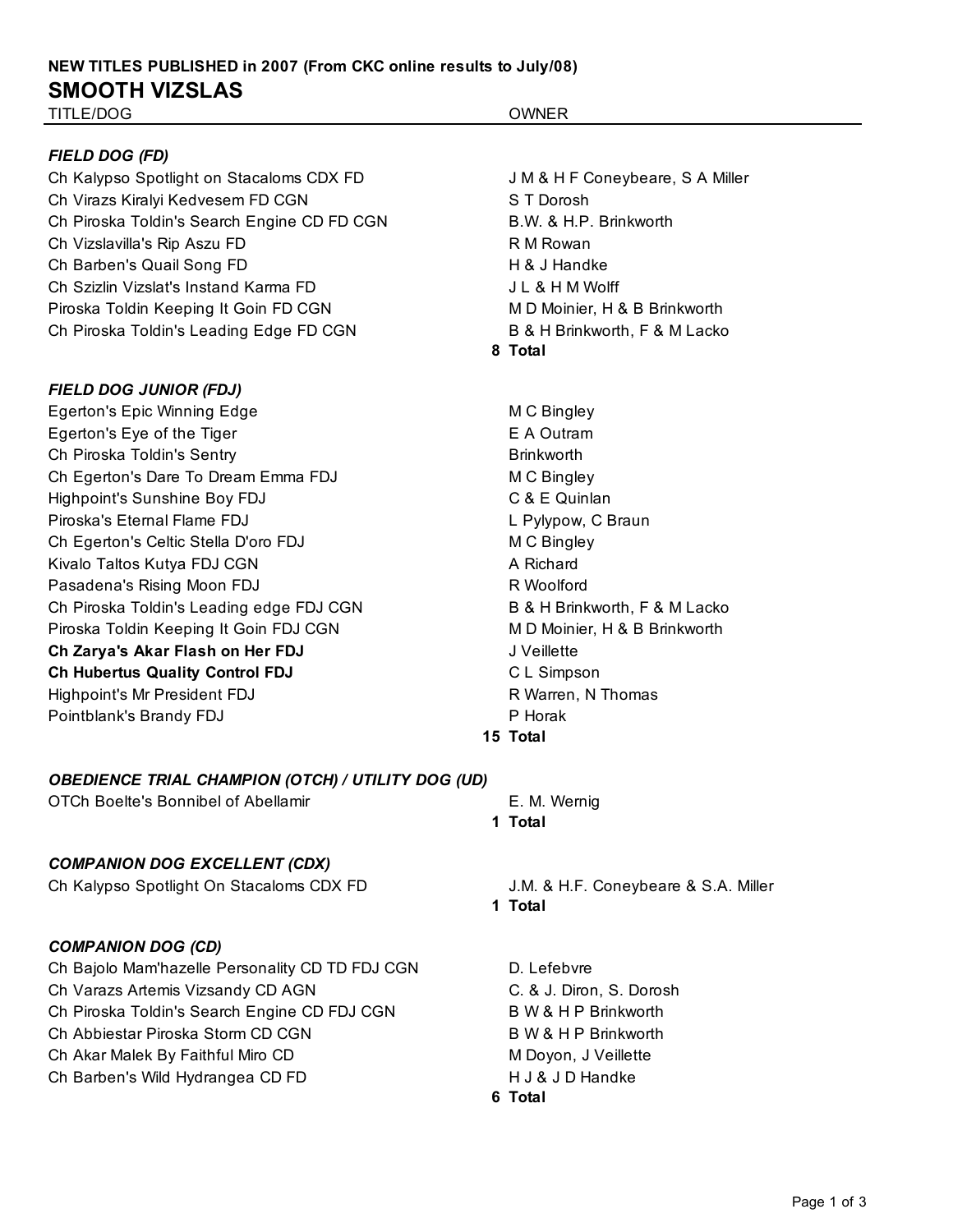**NEW TITLES PUBLISHED in 2007 (From CKC online results to July/08)**

# SMOOTH VIZSLAS

| TITLE/DOG | OWNER |
| --- | --- |
| ***FIELD DOG (FD)*** | |
| Ch Kalypso Spotlight on Stacaloms CDX FD | J M & H F Coneybeare, S A Miller |
| Ch Virazs Kiralyi Kedvesem FD CGN | S T Dorosh |
| Ch Piroska Toldin's Search Engine CD FD CGN | B.W. & H.P. Brinkworth |
| Ch Vizslavilla's Rip Aszu FD | R M Rowan |
| Ch Barben's Quail Song FD | H & J Handke |
| Ch Szizlin Vizslat's Instand Karma FD | J L & H M Wolff |
| Piroska Toldin Keeping It Goin FD CGN | M D Moinier, H & B Brinkworth |
| Ch Piroska Toldin's Leading Edge FD CGN | B & H Brinkworth, F & M Lacko |
| **8** | **Total** |
| ***FIELD DOG JUNIOR (FDJ)*** | |
| Egerton's Epic Winning Edge | M C Bingley |
| Egerton's Eye of the Tiger | E A Outram |
| Ch Piroska Toldin's Sentry | Brinkworth |
| Ch Egerton's Dare To Dream Emma FDJ | M C Bingley |
| Highpoint's Sunshine Boy FDJ | C & E Quinlan |
| Piroska's Eternal Flame FDJ | L Pylypow, C Braun |
| Ch Egerton's Celtic Stella D'oro FDJ | M C Bingley |
| Kivalo Taltos Kutya FDJ CGN | A Richard |
| Pasadena's Rising Moon FDJ | R Woolford |
| Ch Piroska Toldin's Leading edge FDJ CGN | B & H Brinkworth, F & M Lacko |
| Piroska Toldin Keeping It Goin FDJ CGN | M D Moinier, H & B Brinkworth |
| **Ch Zarya's Akar Flash on Her FDJ** | J Veillette |
| **Ch Hubertus Quality Control FDJ** | C L Simpson |
| Highpoint's Mr President FDJ | R Warren, N Thomas |
| Pointblank's Brandy FDJ | P Horak |
| **15** | **Total** |
| ***OBEDIENCE TRIAL CHAMPION (OTCH) / UTILITY DOG (UD)*** | |
| OTCh Boelte's Bonnibel of Abellamir | E. M. Wernig |
| **1** | **Total** |
| ***COMPANION DOG EXCELLENT (CDX)*** | |
| Ch Kalypso Spotlight On Stacaloms CDX FD | J.M. & H.F. Coneybeare & S.A. Miller |
| **1** | **Total** |
| ***COMPANION DOG (CD)*** | |
| Ch Bajolo Mam'hazelle Personality CD TD FDJ CGN | D. Lefebvre |
| Ch Varazs Artemis Vizsandy CD AGN | C. & J. Diron, S. Dorosh |
| Ch Piroska Toldin's Search Engine CD FDJ CGN | B W & H P Brinkworth |
| Ch Abbiestar Piroska Storm CD CGN | B W & H P Brinkworth |
| Ch Akar Malek By Faithful Miro CD | M Doyon, J Veillette |
| Ch Barben's Wild Hydrangea CD FD | H J & J D Handke |
| **6** | **Total** |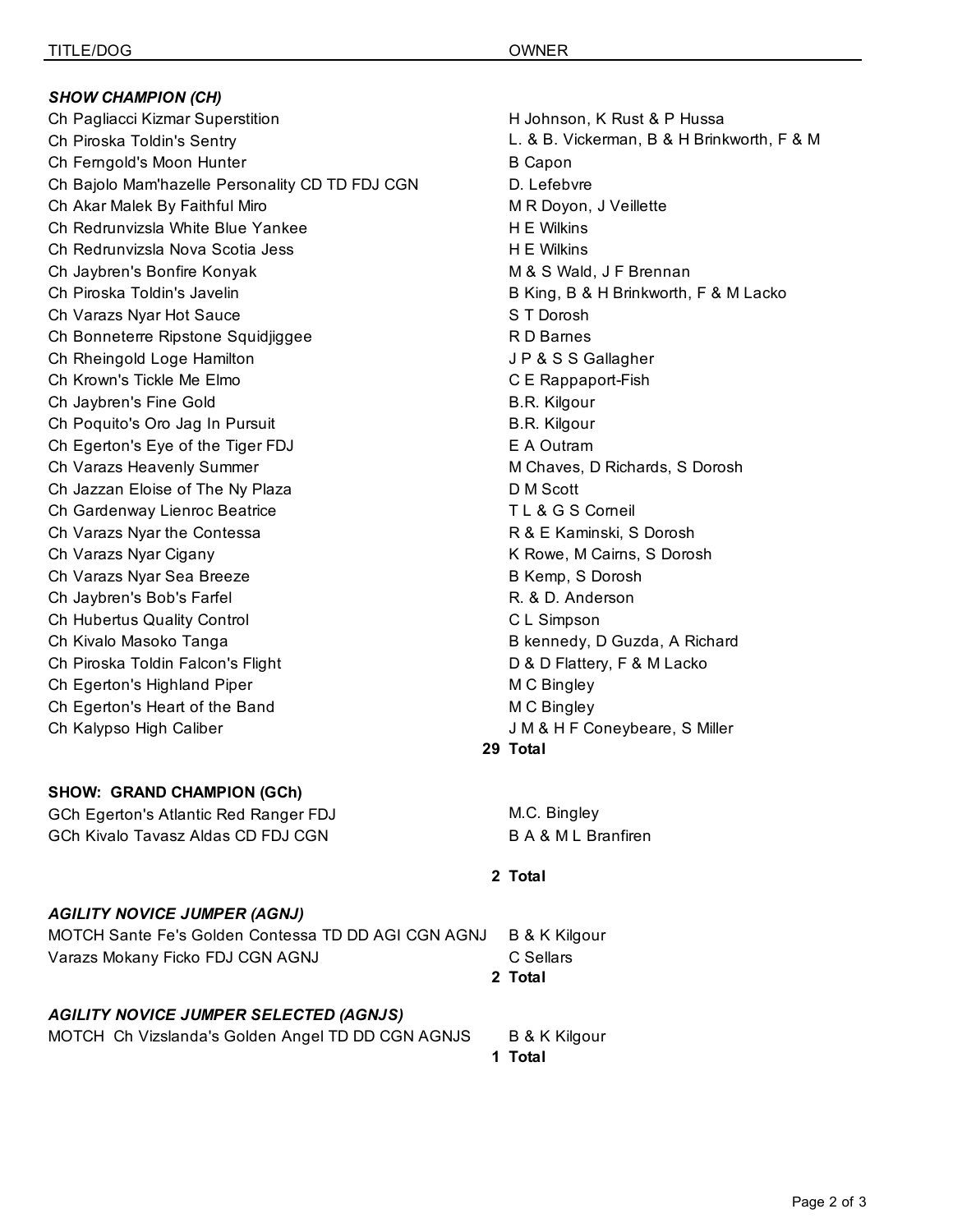| TITLE/DOG | OWNER |
|---|---|
| ***SHOW CHAMPION (CH)*** | |
| Ch Pagliacci Kizmar Superstition | H Johnson, K Rust & P Hussa |
| Ch Piroska Toldin's Sentry | L. & B. Vickerman, B & H Brinkworth, F & M |
| Ch Ferngold's Moon Hunter | B Capon |
| Ch Bajolo Mam'hazelle Personality CD TD FDJ CGN | D. Lefebvre |
| Ch Akar Malek By Faithful Miro | M R Doyon, J Veillette |
| Ch Redrunvizsla White Blue Yankee | H E Wilkins |
| Ch Redrunvizsla Nova Scotia Jess | H E Wilkins |
| Ch Jaybren's Bonfire Konyak | M & S Wald, J F Brennan |
| Ch Piroska Toldin's Javelin | B King, B & H Brinkworth, F & M Lacko |
| Ch Varazs Nyar Hot Sauce | S T Dorosh |
| Ch Bonneterre Ripstone Squidjiggee | R D Barnes |
| Ch Rheingold Loge Hamilton | J P & S S Gallagher |
| Ch Krown's Tickle Me Elmo | C E Rappaport-Fish |
| Ch Jaybren's Fine Gold | B.R. Kilgour |
| Ch Poquito's Oro Jag In Pursuit | B.R. Kilgour |
| Ch Egerton's Eye of the Tiger FDJ | E A Outram |
| Ch Varazs Heavenly Summer | M Chaves, D Richards, S Dorosh |
| Ch Jazzan Eloise of The Ny Plaza | D M Scott |
| Ch Gardenway Lienroc Beatrice | T L & G S Corneil |
| Ch Varazs Nyar the Contessa | R & E Kaminski, S Dorosh |
| Ch Varazs Nyar Cigany | K Rowe, M Cairns, S Dorosh |
| Ch Varazs Nyar Sea Breeze | B Kemp, S Dorosh |
| Ch Jaybren's Bob's Farfel | R. & D. Anderson |
| Ch Hubertus Quality Control | C L Simpson |
| Ch Kivalo Masoko Tanga | B kennedy, D Guzda, A Richard |
| Ch Piroska Toldin Falcon's Flight | D & D Flattery, F & M Lacko |
| Ch Egerton's Highland Piper | M C Bingley |
| Ch Egerton's Heart of the Band | M C Bingley |
| Ch Kalypso High Caliber | J M & H F Coneybeare, S Miller |
| **29** | **Total** |
| **SHOW: GRAND CHAMPION (GCh)** | |
| GCh Egerton's Atlantic Red Ranger FDJ | M.C. Bingley |
| GCh Kivalo Tavasz Aldas CD FDJ CGN | B A & M L Branfiren |
| **2** | **Total** |
| ***AGILITY NOVICE JUMPER (AGNJ)*** | |
| MOTCH Sante Fe's Golden Contessa TD DD AGI CGN AGNJ | B & K Kilgour |
| Varazs Mokany Ficko FDJ CGN AGNJ | C Sellars |
| **2** | **Total** |
| ***AGILITY NOVICE JUMPER SELECTED (AGNJS)*** | |
| MOTCH Ch Vizslanda's Golden Angel TD DD CGN AGNJS | B & K Kilgour |
| **1** | **Total** |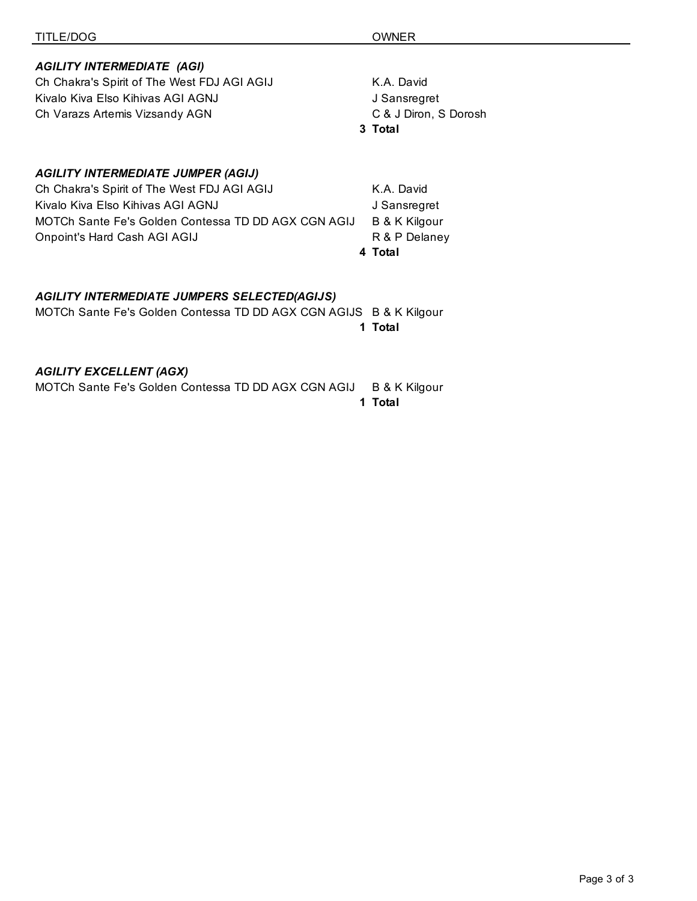| TITLE/DOG | OWNER |
| --- | --- |

### *AGILITY INTERMEDIATE (AGI)*

| | |
| --- | --- |
| Ch Chakra's Spirit of The West FDJ AGI AGIJ | K.A. David |
| Kivalo Kiva Elso Kihivas AGI AGNJ | J Sansregret |
| Ch Varazs Artemis Vizsandy AGN | C & J Diron, S Dorosh |
| | **3 Total** |

### *AGILITY INTERMEDIATE JUMPER (AGIJ)*

| | |
| --- | --- |
| Ch Chakra's Spirit of The West FDJ AGI AGIJ | K.A. David |
| Kivalo Kiva Elso Kihivas AGI AGNJ | J Sansregret |
| MOTCh Sante Fe's Golden Contessa TD DD AGX CGN AGIJ | B & K Kilgour |
| Onpoint's Hard Cash AGI AGIJ | R & P Delaney |
| | **4 Total** |

### *AGILITY INTERMEDIATE JUMPERS SELECTED(AGIJS)*

| | |
| --- | --- |
| MOTCh Sante Fe's Golden Contessa TD DD AGX CGN AGIJS | B & K Kilgour |
| | **1 Total** |

### *AGILITY EXCELLENT (AGX)*

| | |
| --- | --- |
| MOTCh Sante Fe's Golden Contessa TD DD AGX CGN AGIJ | B & K Kilgour |
| | **1 Total** |